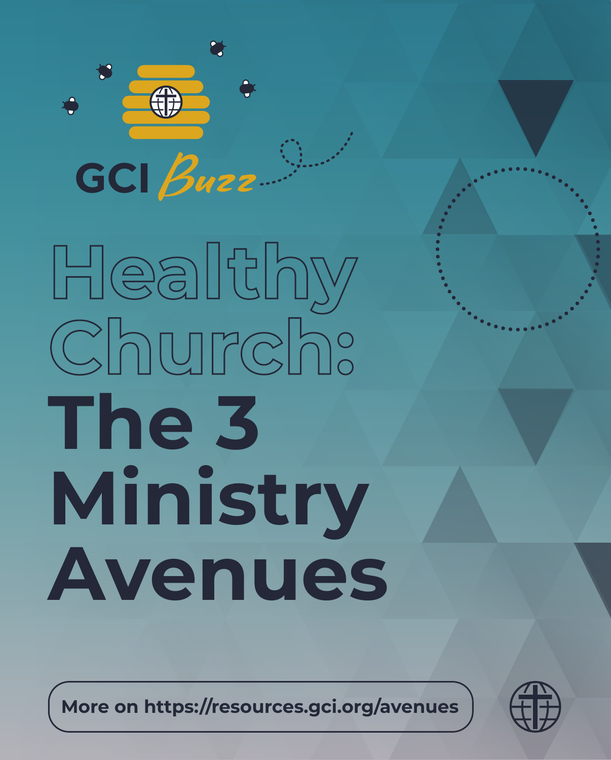GCI *Buzz*

# Healthy Church: The 3 Ministry Avenues

More on https://resources.gci.org/avenues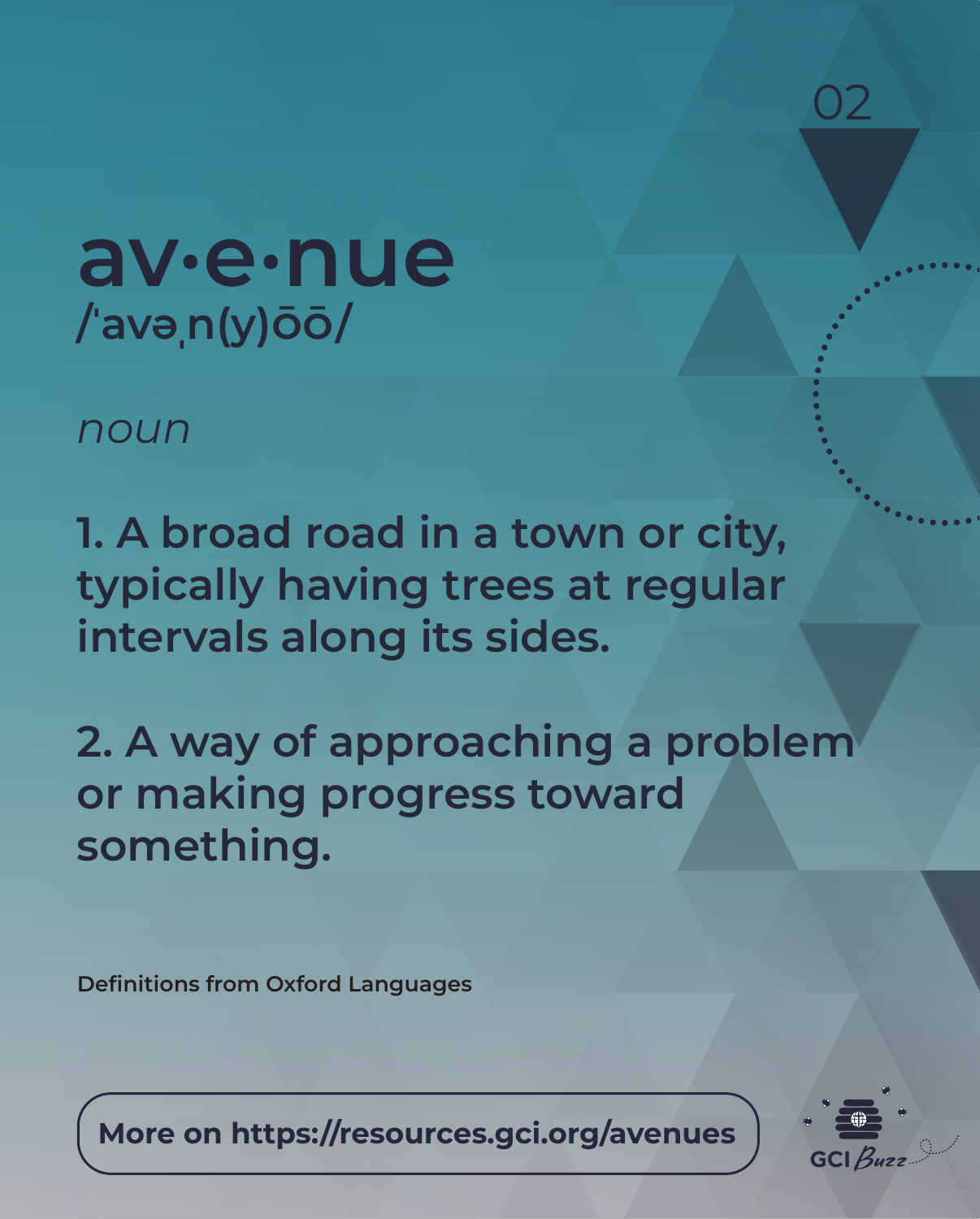# av·e·nue

/ˈavəˌn(y)o͞o/

*noun*

**1. A broad road in a town or city, typically having trees at regular intervals along its sides.**

**2. A way of approaching a problem or making progress toward something.**

Definitions from Oxford Languages

More on https://resources.gci.org/avenues

GCI Buzz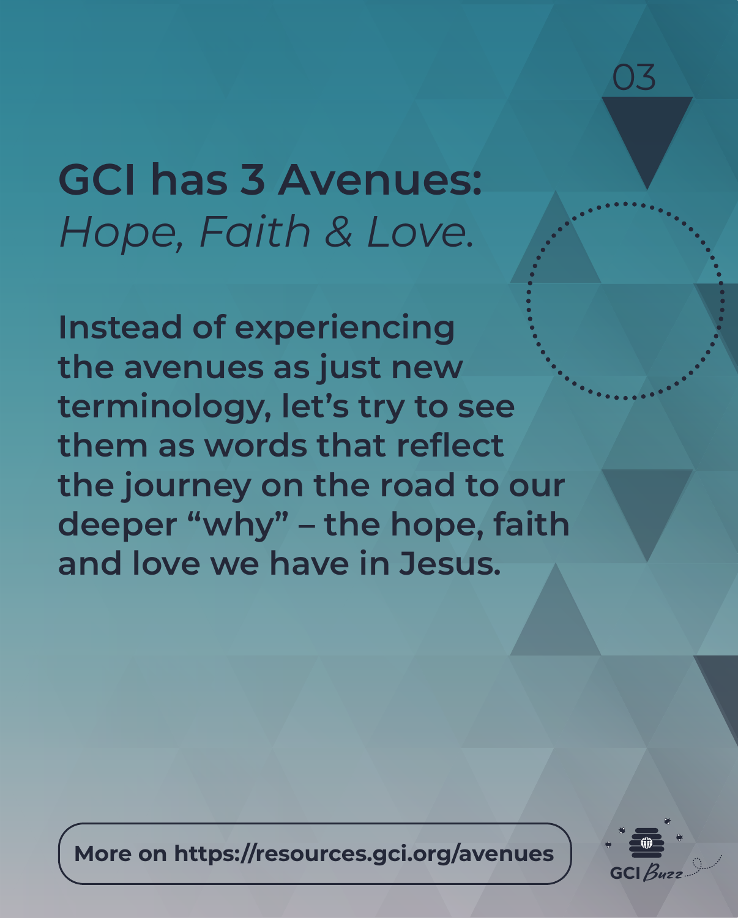# GCI has 3 Avenues:
*Hope, Faith & Love.*

**Instead of experiencing the avenues as just new terminology, let's try to see them as words that reflect the journey on the road to our deeper "why" – the hope, faith and love we have in Jesus.**

**More on https://resources.gci.org/avenues**

GCI Buzz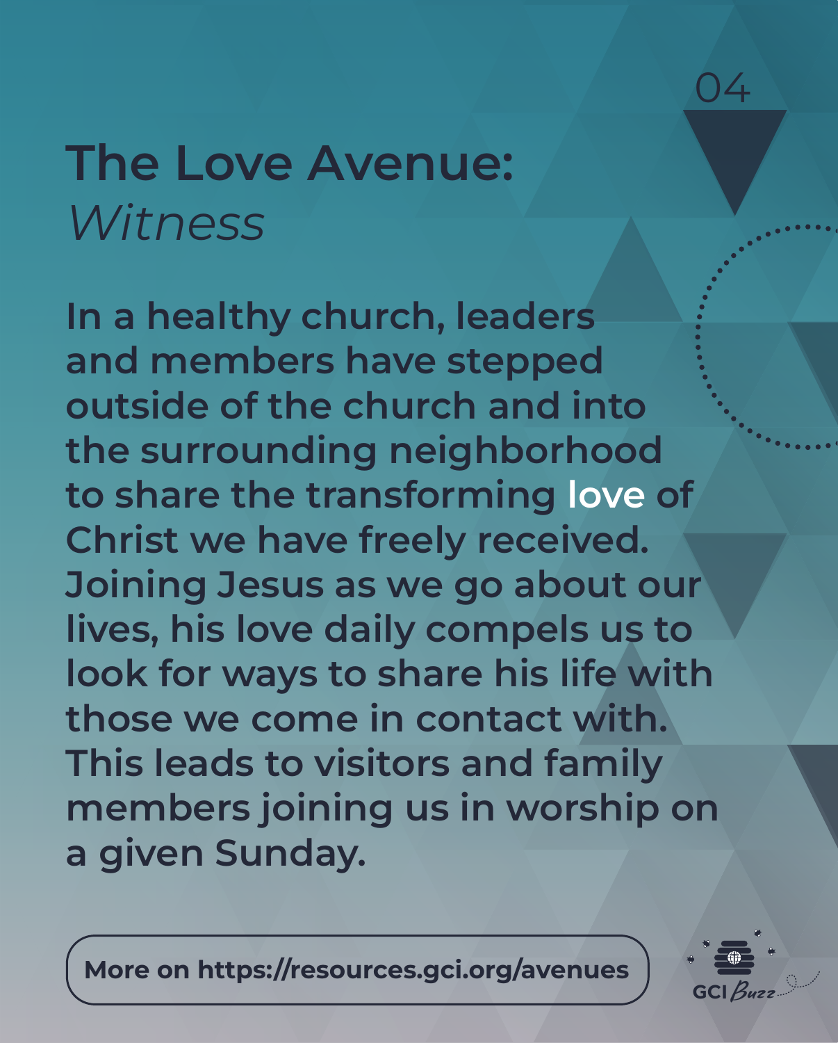04

# The Love Avenue: *Witness*

**In a healthy church, leaders and members have stepped outside of the church and into the surrounding neighborhood to share the transforming love of Christ we have freely received. Joining Jesus as we go about our lives, his love daily compels us to look for ways to share his life with those we come in contact with. This leads to visitors and family members joining us in worship on a given Sunday.**

**More on https://resources.gci.org/avenues**

GCI Buzz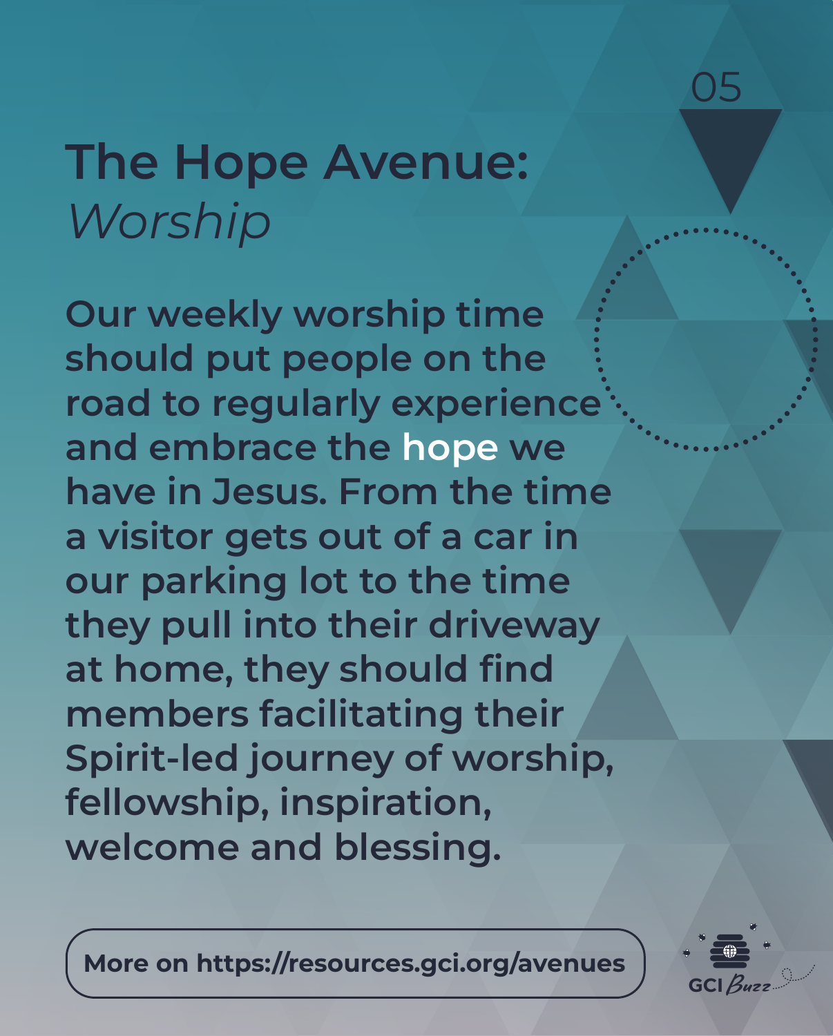# The Hope Avenue: *Worship*

**Our weekly worship time should put people on the road to regularly experience and embrace the hope we have in Jesus. From the time a visitor gets out of a car in our parking lot to the time they pull into their driveway at home, they should find members facilitating their Spirit-led journey of worship, fellowship, inspiration, welcome and blessing.**

**More on https://resources.gci.org/avenues**

GCI *Buzz*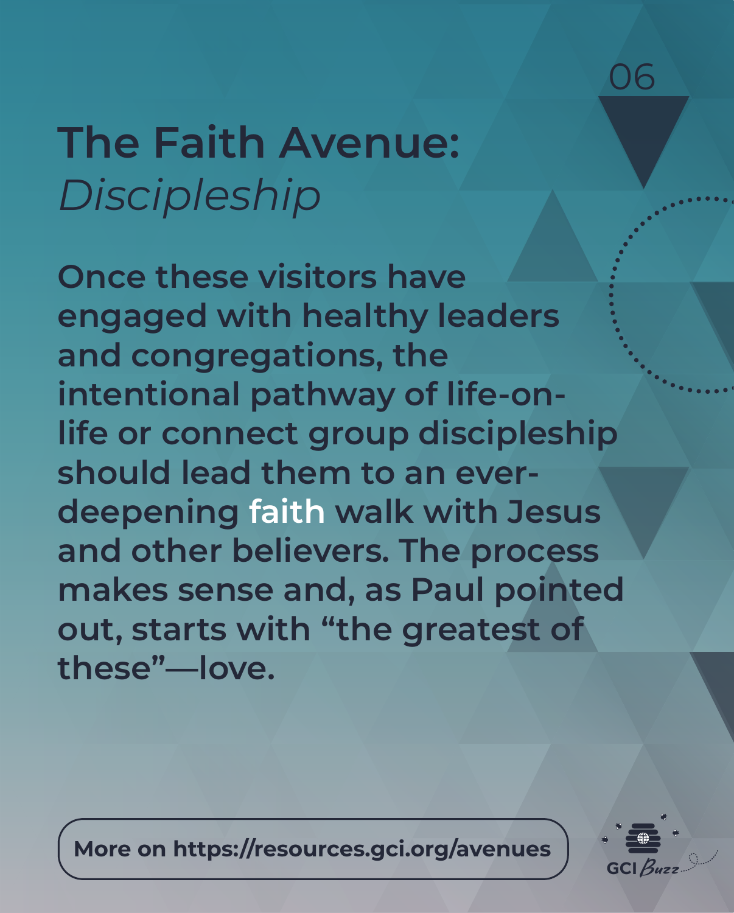# The Faith Avenue: *Discipleship*

**Once these visitors have engaged with healthy leaders and congregations, the intentional pathway of life-on-life or connect group discipleship should lead them to an ever-deepening faith walk with Jesus and other believers. The process makes sense and, as Paul pointed out, starts with "the greatest of these"—love.**

**More on https://resources.gci.org/avenues**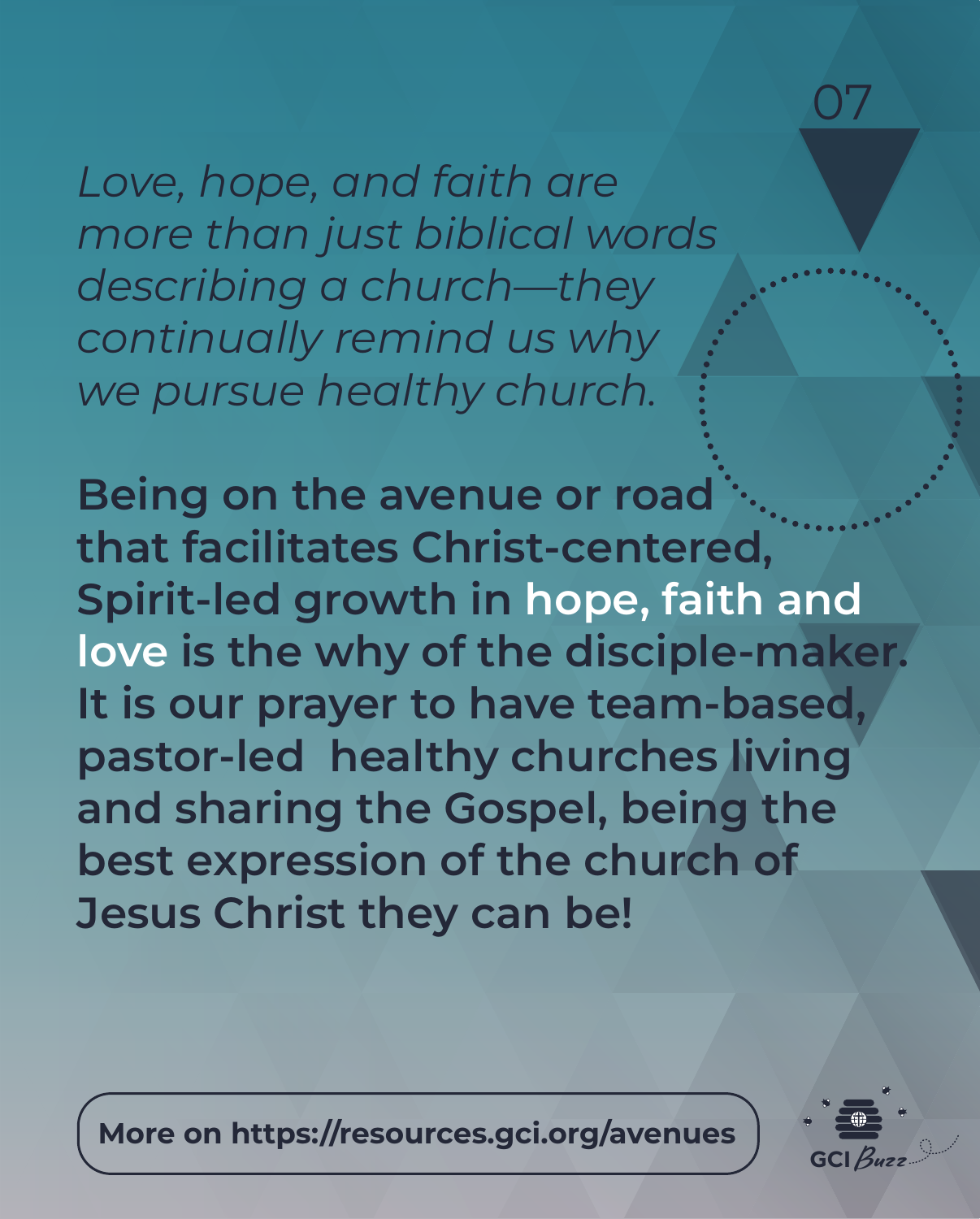*Love, hope, and faith are more than just biblical words describing a church—they continually remind us why we pursue healthy church.*

**Being on the avenue or road that facilitates Christ-centered, Spirit-led growth in hope, faith and love is the why of the disciple-maker. It is our prayer to have team-based, pastor-led healthy churches living and sharing the Gospel, being the best expression of the church of Jesus Christ they can be!**

**More on https://resources.gci.org/avenues**

GCI Buzz